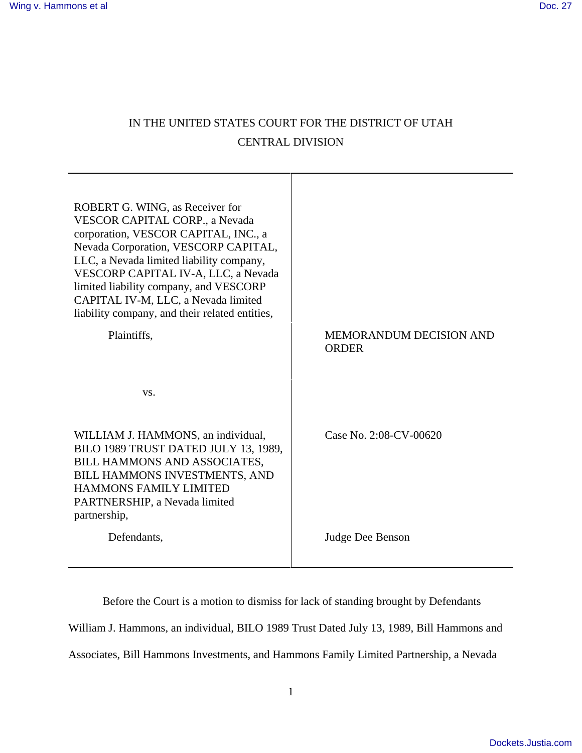IN THE UNITED STATES COURT FOR THE DISTRICT OF UTAH

CENTRAL DIVISION

| | |
|---|---|
| ROBERT G. WING, as Receiver for VESCOR CAPITAL CORP., a Nevada corporation, VESCOR CAPITAL, INC., a Nevada Corporation, VESCORP CAPITAL, LLC, a Nevada limited liability company, VESCORP CAPITAL IV-A, LLC, a Nevada limited liability company, and VESCORP CAPITAL IV-M, LLC, a Nevada limited liability company, and their related entities, | |
| Plaintiffs, | MEMORANDUM DECISION AND ORDER |
| vs. | |
| WILLIAM J. HAMMONS, an individual, BILO 1989 TRUST DATED JULY 13, 1989, BILL HAMMONS AND ASSOCIATES, BILL HAMMONS INVESTMENTS, AND HAMMONS FAMILY LIMITED PARTNERSHIP, a Nevada limited partnership, | Case No. 2:08-CV-00620 |
| Defendants, | Judge Dee Benson |

Before the Court is a motion to dismiss for lack of standing brought by Defendants William J. Hammons, an individual, BILO 1989 Trust Dated July 13, 1989, Bill Hammons and Associates, Bill Hammons Investments, and Hammons Family Limited Partnership, a Nevada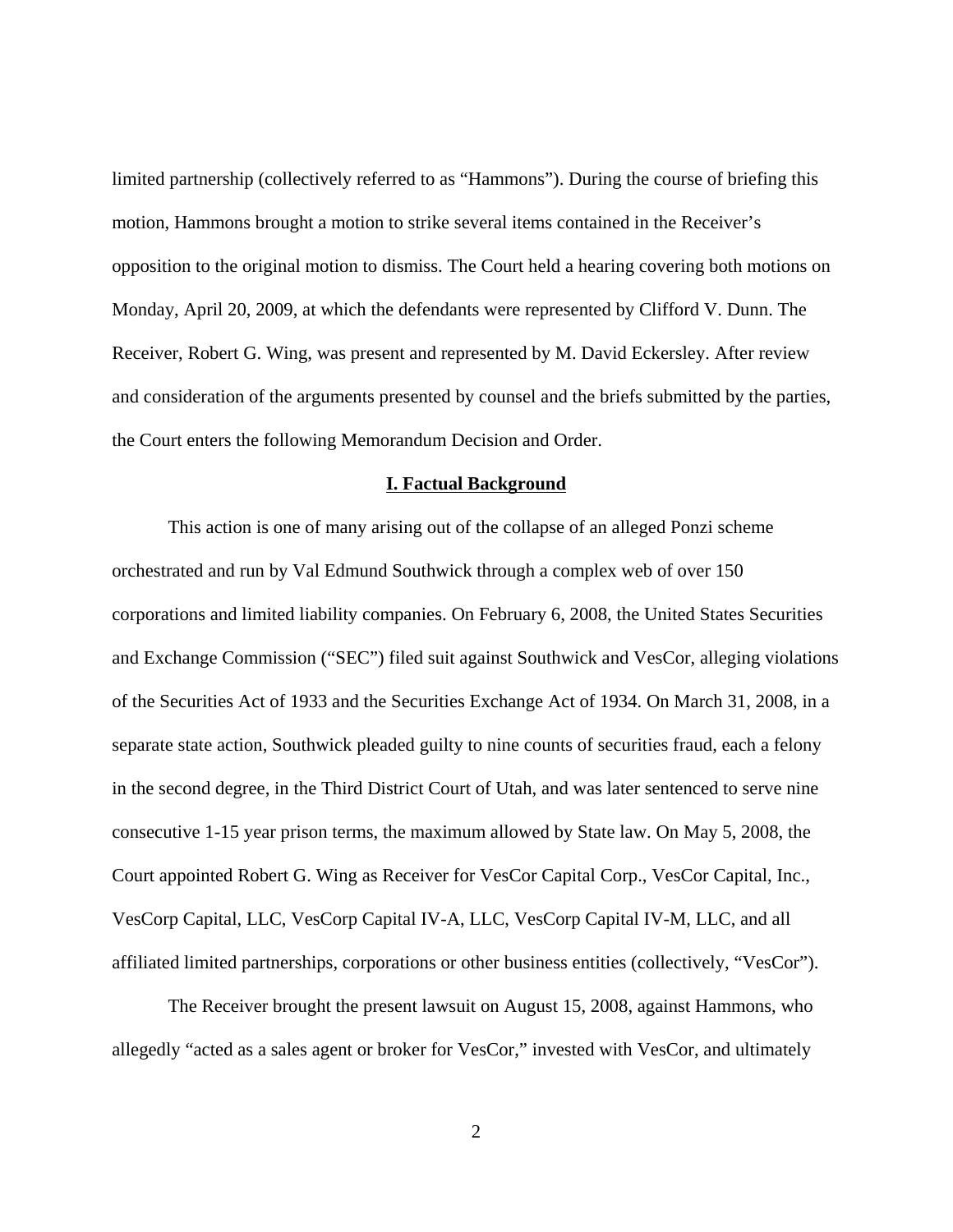limited partnership (collectively referred to as "Hammons"). During the course of briefing this motion, Hammons brought a motion to strike several items contained in the Receiver's opposition to the original motion to dismiss. The Court held a hearing covering both motions on Monday, April 20, 2009, at which the defendants were represented by Clifford V. Dunn. The Receiver, Robert G. Wing, was present and represented by M. David Eckersley. After review and consideration of the arguments presented by counsel and the briefs submitted by the parties, the Court enters the following Memorandum Decision and Order.

## I. Factual Background

This action is one of many arising out of the collapse of an alleged Ponzi scheme orchestrated and run by Val Edmund Southwick through a complex web of over 150 corporations and limited liability companies. On February 6, 2008, the United States Securities and Exchange Commission ("SEC") filed suit against Southwick and VesCor, alleging violations of the Securities Act of 1933 and the Securities Exchange Act of 1934. On March 31, 2008, in a separate state action, Southwick pleaded guilty to nine counts of securities fraud, each a felony in the second degree, in the Third District Court of Utah, and was later sentenced to serve nine consecutive 1-15 year prison terms, the maximum allowed by State law. On May 5, 2008, the Court appointed Robert G. Wing as Receiver for VesCor Capital Corp., VesCor Capital, Inc., VesCorp Capital, LLC, VesCorp Capital IV-A, LLC, VesCorp Capital IV-M, LLC, and all affiliated limited partnerships, corporations or other business entities (collectively, "VesCor").

The Receiver brought the present lawsuit on August 15, 2008, against Hammons, who allegedly "acted as a sales agent or broker for VesCor," invested with VesCor, and ultimately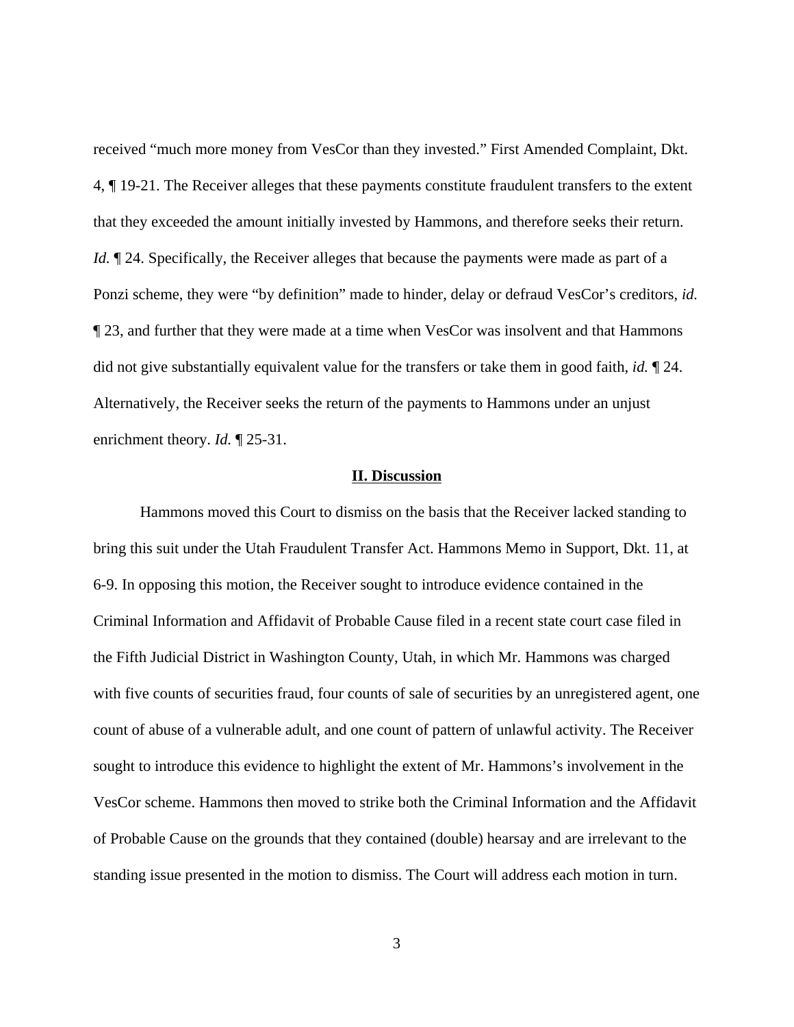received "much more money from VesCor than they invested." First Amended Complaint, Dkt. 4, ¶ 19-21. The Receiver alleges that these payments constitute fraudulent transfers to the extent that they exceeded the amount initially invested by Hammons, and therefore seeks their return. *Id.* ¶ 24. Specifically, the Receiver alleges that because the payments were made as part of a Ponzi scheme, they were "by definition" made to hinder, delay or defraud VesCor's creditors, *id.* ¶ 23, and further that they were made at a time when VesCor was insolvent and that Hammons did not give substantially equivalent value for the transfers or take them in good faith, *id.* ¶ 24. Alternatively, the Receiver seeks the return of the payments to Hammons under an unjust enrichment theory. *Id.* ¶ 25-31.

## II. Discussion

Hammons moved this Court to dismiss on the basis that the Receiver lacked standing to bring this suit under the Utah Fraudulent Transfer Act. Hammons Memo in Support, Dkt. 11, at 6-9. In opposing this motion, the Receiver sought to introduce evidence contained in the Criminal Information and Affidavit of Probable Cause filed in a recent state court case filed in the Fifth Judicial District in Washington County, Utah, in which Mr. Hammons was charged with five counts of securities fraud, four counts of sale of securities by an unregistered agent, one count of abuse of a vulnerable adult, and one count of pattern of unlawful activity. The Receiver sought to introduce this evidence to highlight the extent of Mr. Hammons's involvement in the VesCor scheme. Hammons then moved to strike both the Criminal Information and the Affidavit of Probable Cause on the grounds that they contained (double) hearsay and are irrelevant to the standing issue presented in the motion to dismiss. The Court will address each motion in turn.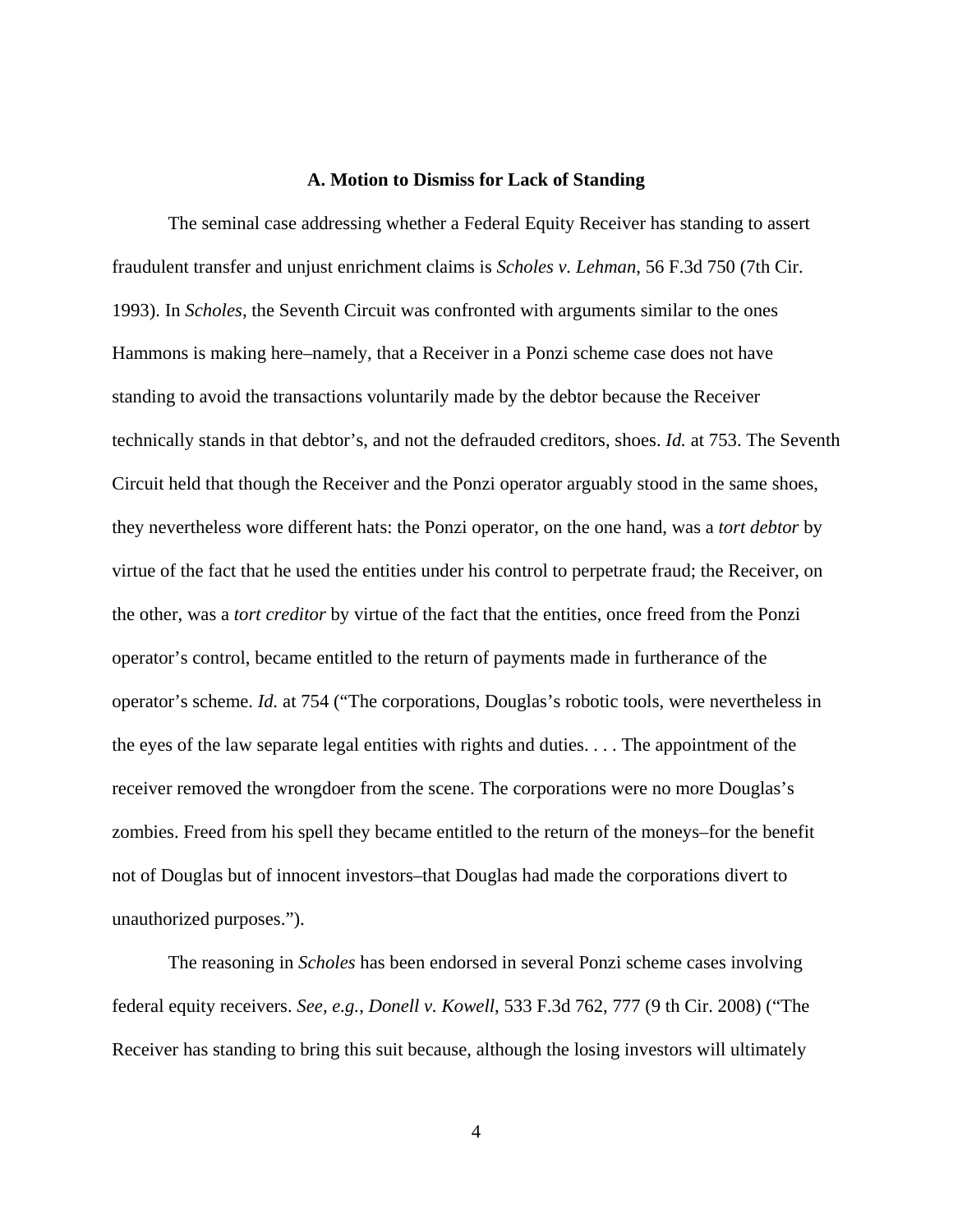### A. Motion to Dismiss for Lack of Standing

The seminal case addressing whether a Federal Equity Receiver has standing to assert fraudulent transfer and unjust enrichment claims is *Scholes v. Lehman*, 56 F.3d 750 (7th Cir. 1993). In *Scholes*, the Seventh Circuit was confronted with arguments similar to the ones Hammons is making here–namely, that a Receiver in a Ponzi scheme case does not have standing to avoid the transactions voluntarily made by the debtor because the Receiver technically stands in that debtor's, and not the defrauded creditors, shoes. *Id.* at 753. The Seventh Circuit held that though the Receiver and the Ponzi operator arguably stood in the same shoes, they nevertheless wore different hats: the Ponzi operator, on the one hand, was a *tort debtor* by virtue of the fact that he used the entities under his control to perpetrate fraud; the Receiver, on the other, was a *tort creditor* by virtue of the fact that the entities, once freed from the Ponzi operator's control, became entitled to the return of payments made in furtherance of the operator's scheme. *Id.* at 754 ("The corporations, Douglas's robotic tools, were nevertheless in the eyes of the law separate legal entities with rights and duties. . . . The appointment of the receiver removed the wrongdoer from the scene. The corporations were no more Douglas's zombies. Freed from his spell they became entitled to the return of the moneys–for the benefit not of Douglas but of innocent investors–that Douglas had made the corporations divert to unauthorized purposes.").

The reasoning in *Scholes* has been endorsed in several Ponzi scheme cases involving federal equity receivers. *See, e.g., Donell v. Kowell*, 533 F.3d 762, 777 (9 th Cir. 2008) ("The Receiver has standing to bring this suit because, although the losing investors will ultimately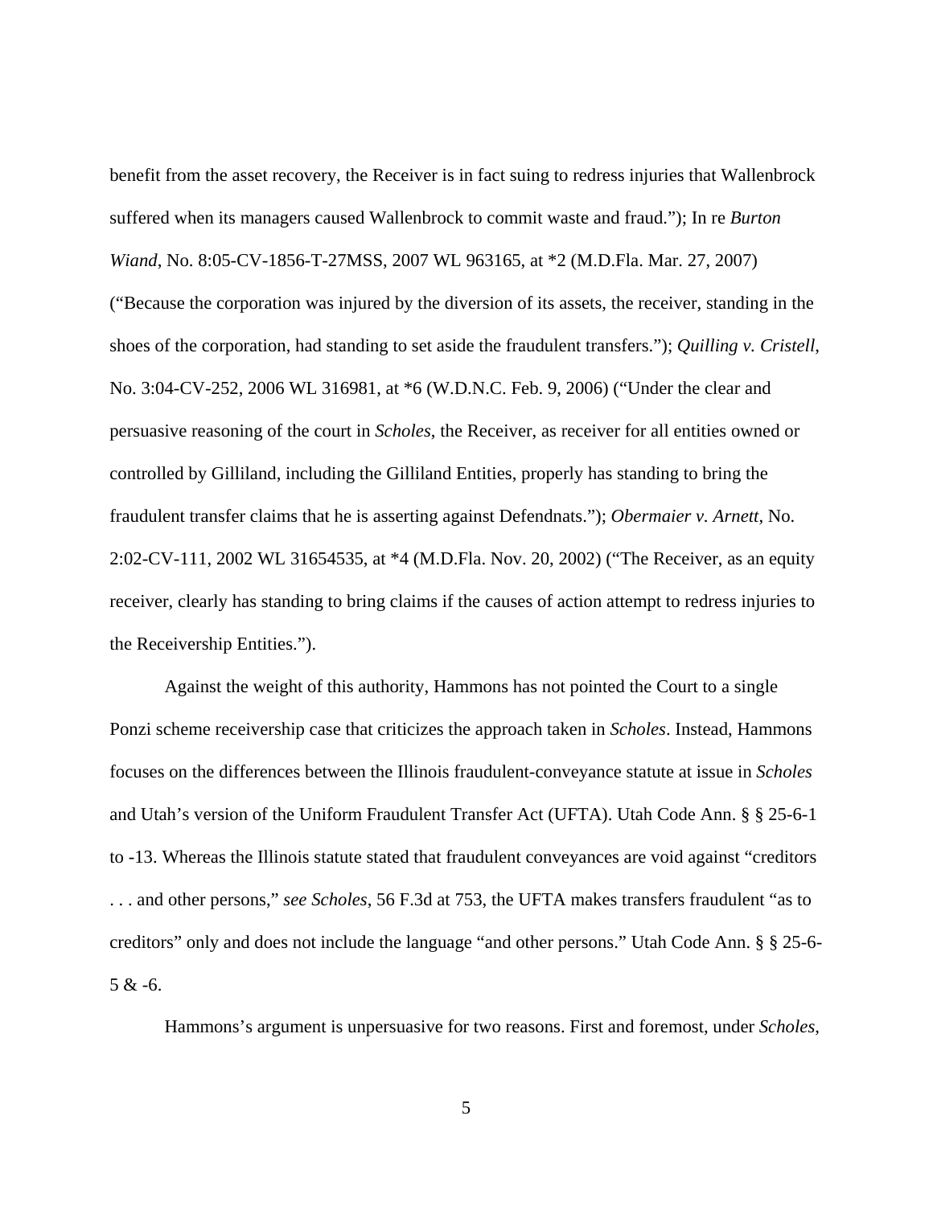benefit from the asset recovery, the Receiver is in fact suing to redress injuries that Wallenbrock suffered when its managers caused Wallenbrock to commit waste and fraud."); In re *Burton Wiand*, No. 8:05-CV-1856-T-27MSS, 2007 WL 963165, at *2 (M.D.Fla. Mar. 27, 2007) ("Because the corporation was injured by the diversion of its assets, the receiver, standing in the shoes of the corporation, had standing to set aside the fraudulent transfers."); *Quilling v. Cristell*, No. 3:04-CV-252, 2006 WL 316981, at *6 (W.D.N.C. Feb. 9, 2006) ("Under the clear and persuasive reasoning of the court in *Scholes*, the Receiver, as receiver for all entities owned or controlled by Gilliland, including the Gilliland Entities, properly has standing to bring the fraudulent transfer claims that he is asserting against Defendnats."); *Obermaier v. Arnett*, No. 2:02-CV-111, 2002 WL 31654535, at *4 (M.D.Fla. Nov. 20, 2002) ("The Receiver, as an equity receiver, clearly has standing to bring claims if the causes of action attempt to redress injuries to the Receivership Entities.").

Against the weight of this authority, Hammons has not pointed the Court to a single Ponzi scheme receivership case that criticizes the approach taken in *Scholes*. Instead, Hammons focuses on the differences between the Illinois fraudulent-conveyance statute at issue in *Scholes* and Utah's version of the Uniform Fraudulent Transfer Act (UFTA). Utah Code Ann. § § 25-6-1 to -13. Whereas the Illinois statute stated that fraudulent conveyances are void against "creditors . . . and other persons," *see Scholes*, 56 F.3d at 753, the UFTA makes transfers fraudulent "as to creditors" only and does not include the language "and other persons." Utah Code Ann. § § 25-6-5 & -6.

Hammons's argument is unpersuasive for two reasons. First and foremost, under *Scholes*,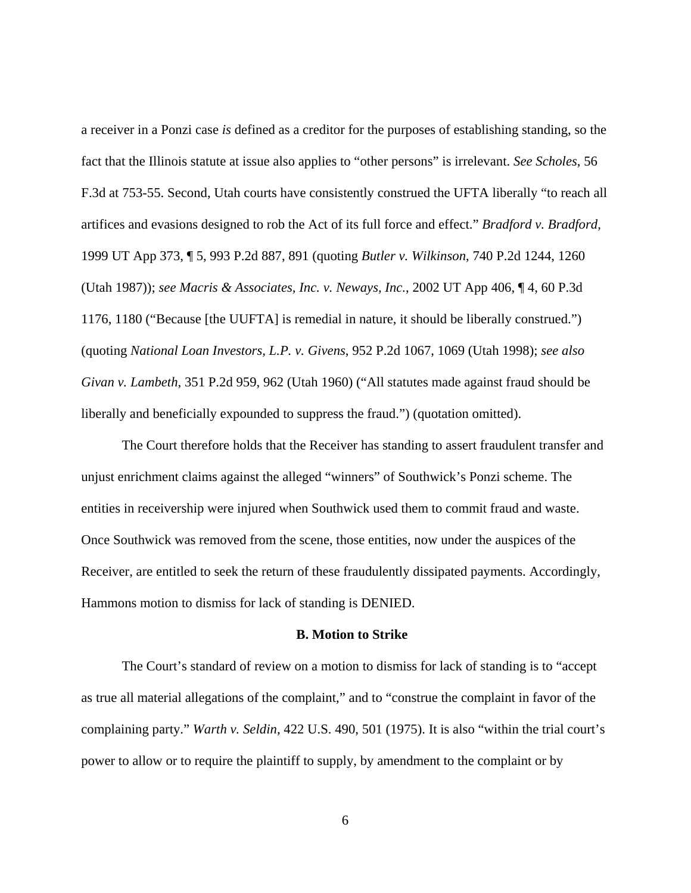a receiver in a Ponzi case *is* defined as a creditor for the purposes of establishing standing, so the fact that the Illinois statute at issue also applies to "other persons" is irrelevant. *See Scholes*, 56 F.3d at 753-55. Second, Utah courts have consistently construed the UFTA liberally "to reach all artifices and evasions designed to rob the Act of its full force and effect." *Bradford v. Bradford*, 1999 UT App 373, ¶ 5, 993 P.2d 887, 891 (quoting *Butler v. Wilkinson*, 740 P.2d 1244, 1260 (Utah 1987)); *see Macris & Associates, Inc. v. Neways, Inc.*, 2002 UT App 406, ¶ 4, 60 P.3d 1176, 1180 ("Because [the UUFTA] is remedial in nature, it should be liberally construed.") (quoting *National Loan Investors, L.P. v. Givens*, 952 P.2d 1067, 1069 (Utah 1998); *see also Givan v. Lambeth*, 351 P.2d 959, 962 (Utah 1960) ("All statutes made against fraud should be liberally and beneficially expounded to suppress the fraud.") (quotation omitted).

The Court therefore holds that the Receiver has standing to assert fraudulent transfer and unjust enrichment claims against the alleged "winners" of Southwick's Ponzi scheme. The entities in receivership were injured when Southwick used them to commit fraud and waste. Once Southwick was removed from the scene, those entities, now under the auspices of the Receiver, are entitled to seek the return of these fraudulently dissipated payments. Accordingly, Hammons motion to dismiss for lack of standing is DENIED.

### B. Motion to Strike

The Court's standard of review on a motion to dismiss for lack of standing is to "accept as true all material allegations of the complaint," and to "construe the complaint in favor of the complaining party." *Warth v. Seldin*, 422 U.S. 490, 501 (1975). It is also "within the trial court's power to allow or to require the plaintiff to supply, by amendment to the complaint or by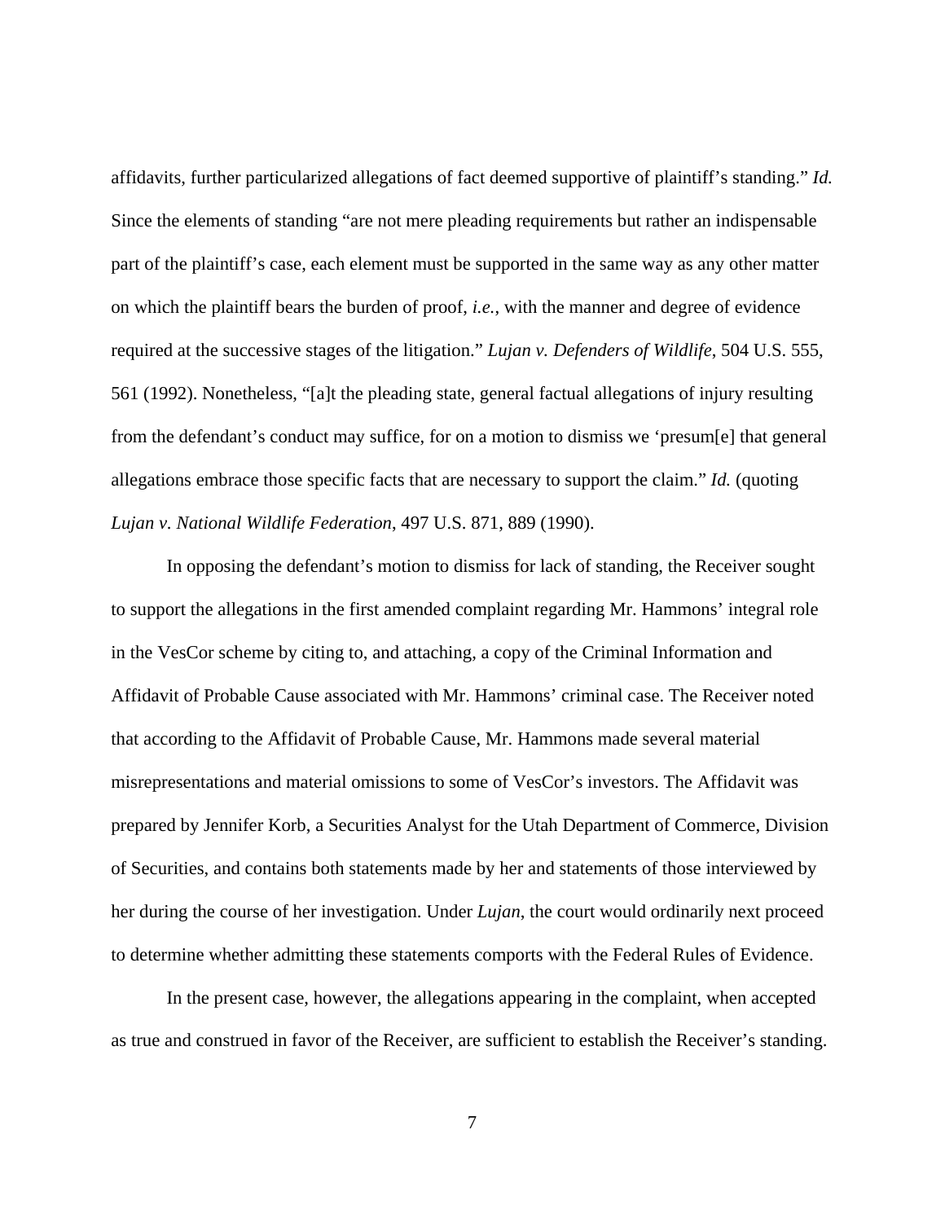affidavits, further particularized allegations of fact deemed supportive of plaintiff's standing." *Id.* Since the elements of standing "are not mere pleading requirements but rather an indispensable part of the plaintiff's case, each element must be supported in the same way as any other matter on which the plaintiff bears the burden of proof, *i.e.*, with the manner and degree of evidence required at the successive stages of the litigation." *Lujan v. Defenders of Wildlife*, 504 U.S. 555, 561 (1992). Nonetheless, "[a]t the pleading state, general factual allegations of injury resulting from the defendant's conduct may suffice, for on a motion to dismiss we 'presum[e] that general allegations embrace those specific facts that are necessary to support the claim." *Id.* (quoting *Lujan v. National Wildlife Federation*, 497 U.S. 871, 889 (1990).

In opposing the defendant's motion to dismiss for lack of standing, the Receiver sought to support the allegations in the first amended complaint regarding Mr. Hammons' integral role in the VesCor scheme by citing to, and attaching, a copy of the Criminal Information and Affidavit of Probable Cause associated with Mr. Hammons' criminal case. The Receiver noted that according to the Affidavit of Probable Cause, Mr. Hammons made several material misrepresentations and material omissions to some of VesCor's investors. The Affidavit was prepared by Jennifer Korb, a Securities Analyst for the Utah Department of Commerce, Division of Securities, and contains both statements made by her and statements of those interviewed by her during the course of her investigation. Under *Lujan*, the court would ordinarily next proceed to determine whether admitting these statements comports with the Federal Rules of Evidence.

In the present case, however, the allegations appearing in the complaint, when accepted as true and construed in favor of the Receiver, are sufficient to establish the Receiver's standing.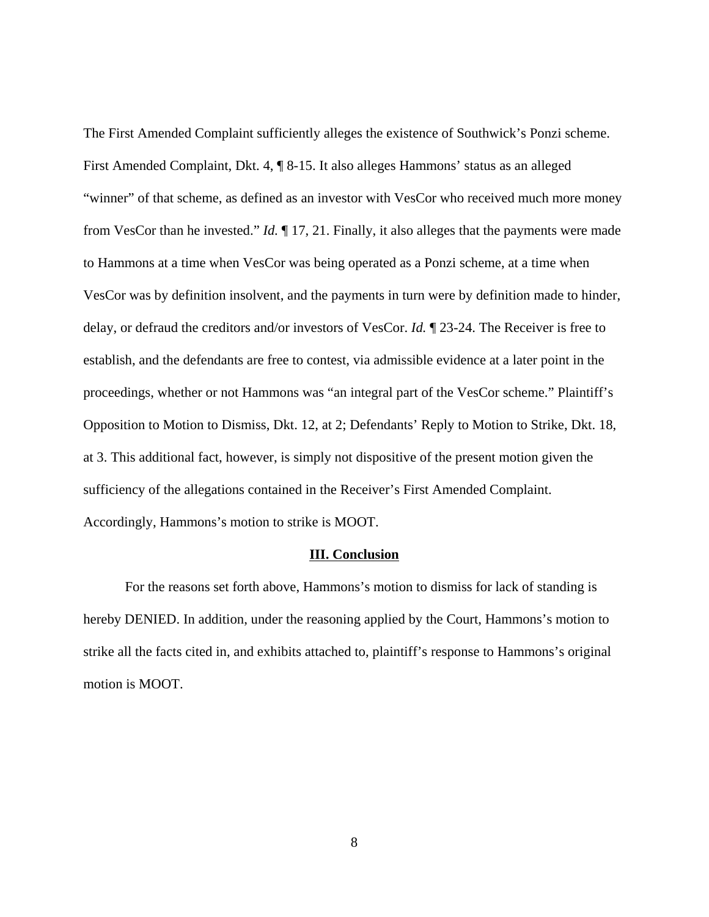The First Amended Complaint sufficiently alleges the existence of Southwick's Ponzi scheme. First Amended Complaint, Dkt. 4, ¶ 8-15. It also alleges Hammons' status as an alleged "winner" of that scheme, as defined as an investor with VesCor who received much more money from VesCor than he invested." *Id.* ¶ 17, 21. Finally, it also alleges that the payments were made to Hammons at a time when VesCor was being operated as a Ponzi scheme, at a time when VesCor was by definition insolvent, and the payments in turn were by definition made to hinder, delay, or defraud the creditors and/or investors of VesCor. *Id.* ¶ 23-24. The Receiver is free to establish, and the defendants are free to contest, via admissible evidence at a later point in the proceedings, whether or not Hammons was "an integral part of the VesCor scheme." Plaintiff's Opposition to Motion to Dismiss, Dkt. 12, at 2; Defendants' Reply to Motion to Strike, Dkt. 18, at 3. This additional fact, however, is simply not dispositive of the present motion given the sufficiency of the allegations contained in the Receiver's First Amended Complaint. Accordingly, Hammons's motion to strike is MOOT.

## III. Conclusion

For the reasons set forth above, Hammons's motion to dismiss for lack of standing is hereby DENIED. In addition, under the reasoning applied by the Court, Hammons's motion to strike all the facts cited in, and exhibits attached to, plaintiff's response to Hammons's original motion is MOOT.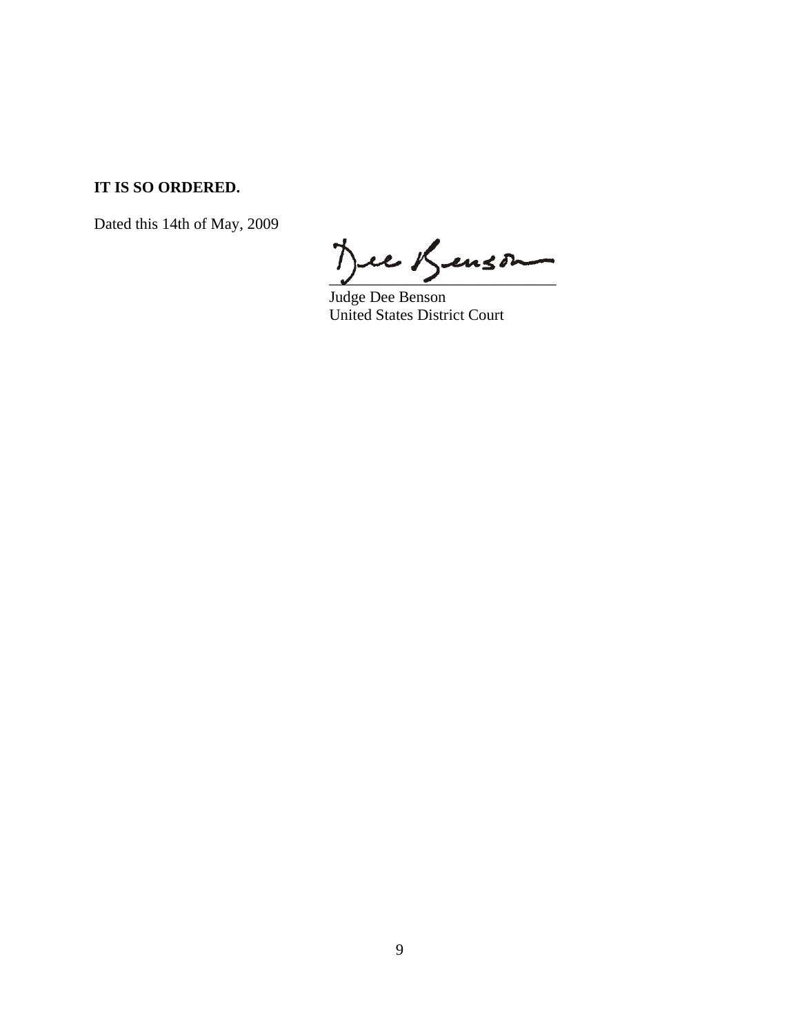**IT IS SO ORDERED.**

Dated this 14th of May, 2009

\_\_\_\_\_\_\_\_\_\_\_\_\_\_\_\_\_\_\_\_\_\_\_\_\_\_\_\_\_\_

Judge Dee Benson
United States District Court